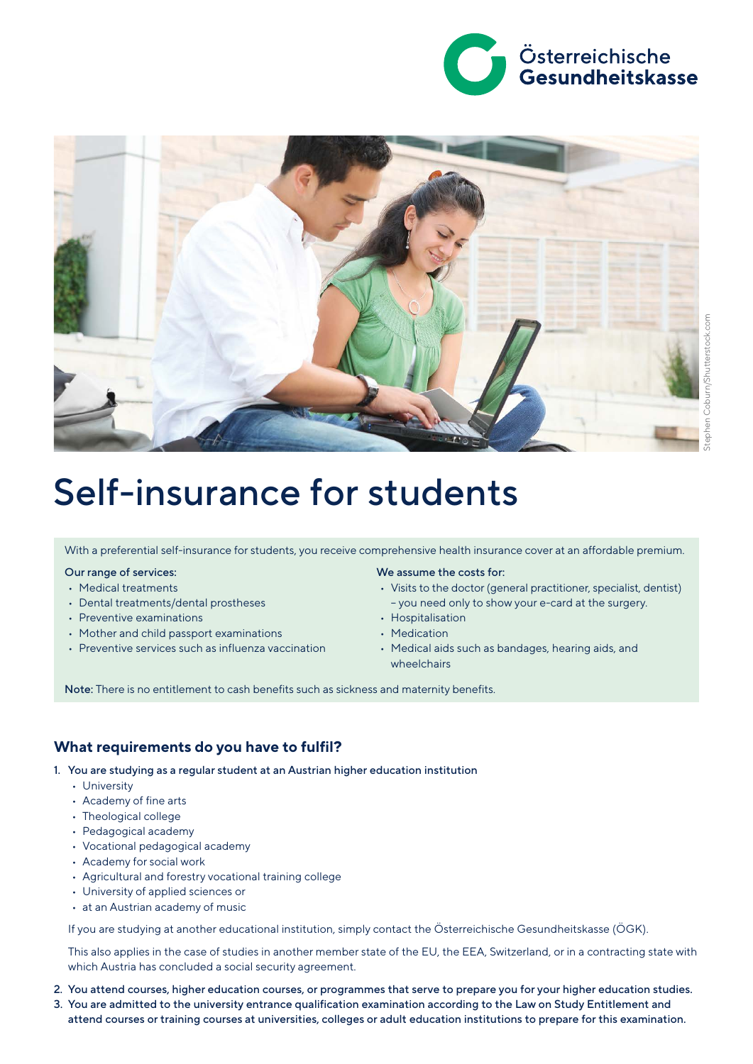Österreichische Gesundheitskasse

# Self-insurance for students

With a preferential self-insurance for students, you receive comprehensive health insurance cover at an affordable premium.

Our range of services:

- Medical treatments
- Dental treatments/dental prostheses
- Preventive examinations
- Mother and child passport examinations
- Preventive services such as influenza vaccination

We assume the costs for:

- Visits to the doctor (general practitioner, specialist, dentist) – you need only to show your e-card at the surgery.
- Hospitalisation
- Medication
- Medical aids such as bandages, hearing aids, and wheelchairs

**Note:** There is no entitlement to cash benefits such as sickness and maternity benefits.

## What requirements do you have to fulfil?

1. You are studying as a regular student at an Austrian higher education institution
   - University
   - Academy of fine arts
   - Theological college
   - Pedagogical academy
   - Vocational pedagogical academy
   - Academy for social work
   - Agricultural and forestry vocational training college
   - University of applied sciences or
   - at an Austrian academy of music

   If you are studying at another educational institution, simply contact the Österreichische Gesundheitskasse (ÖGK).

   This also applies in the case of studies in another member state of the EU, the EEA, Switzerland, or in a contracting state with which Austria has concluded a social security agreement.

2. You attend courses, higher education courses, or programmes that serve to prepare you for your higher education studies.
3. You are admitted to the university entrance qualification examination according to the Law on Study Entitlement and attend courses or training courses at universities, colleges or adult education institutions to prepare for this examination.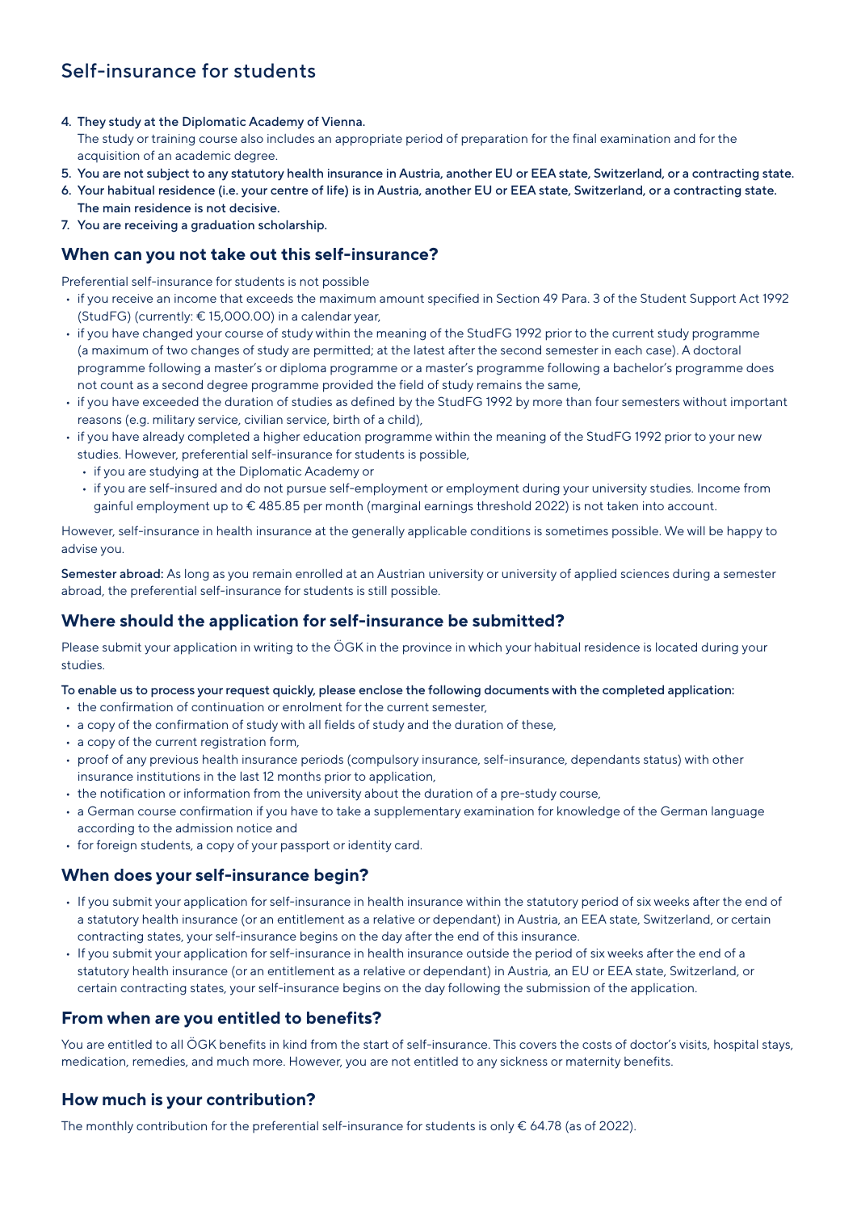# Self-insurance for students

4. **They study at the Diplomatic Academy of Vienna.**
   The study or training course also includes an appropriate period of preparation for the final examination and for the acquisition of an academic degree.
5. **You are not subject to any statutory health insurance in Austria, another EU or EEA state, Switzerland, or a contracting state.**
6. **Your habitual residence (i.e. your centre of life) is in Austria, another EU or EEA state, Switzerland, or a contracting state. The main residence is not decisive.**
7. **You are receiving a graduation scholarship.**

## When can you not take out this self-insurance?

Preferential self-insurance for students is not possible

- if you receive an income that exceeds the maximum amount specified in Section 49 Para. 3 of the Student Support Act 1992 (StudFG) (currently: € 15,000.00) in a calendar year,
- if you have changed your course of study within the meaning of the StudFG 1992 prior to the current study programme (a maximum of two changes of study are permitted; at the latest after the second semester in each case). A doctoral programme following a master's or diploma programme or a master's programme following a bachelor's programme does not count as a second degree programme provided the field of study remains the same,
- if you have exceeded the duration of studies as defined by the StudFG 1992 by more than four semesters without important reasons (e.g. military service, civilian service, birth of a child),
- if you have already completed a higher education programme within the meaning of the StudFG 1992 prior to your new studies. However, preferential self-insurance for students is possible,
  - if you are studying at the Diplomatic Academy or
  - if you are self-insured and do not pursue self-employment or employment during your university studies. Income from gainful employment up to € 485.85 per month (marginal earnings threshold 2022) is not taken into account.

However, self-insurance in health insurance at the generally applicable conditions is sometimes possible. We will be happy to advise you.

**Semester abroad:** As long as you remain enrolled at an Austrian university or university of applied sciences during a semester abroad, the preferential self-insurance for students is still possible.

## Where should the application for self-insurance be submitted?

Please submit your application in writing to the ÖGK in the province in which your habitual residence is located during your studies.

**To enable us to process your request quickly, please enclose the following documents with the completed application:**

- the confirmation of continuation or enrolment for the current semester,
- a copy of the confirmation of study with all fields of study and the duration of these,
- a copy of the current registration form,
- proof of any previous health insurance periods (compulsory insurance, self-insurance, dependants status) with other insurance institutions in the last 12 months prior to application,
- the notification or information from the university about the duration of a pre-study course,
- a German course confirmation if you have to take a supplementary examination for knowledge of the German language according to the admission notice and
- for foreign students, a copy of your passport or identity card.

## When does your self-insurance begin?

- If you submit your application for self-insurance in health insurance within the statutory period of six weeks after the end of a statutory health insurance (or an entitlement as a relative or dependant) in Austria, an EEA state, Switzerland, or certain contracting states, your self-insurance begins on the day after the end of this insurance.
- If you submit your application for self-insurance in health insurance outside the period of six weeks after the end of a statutory health insurance (or an entitlement as a relative or dependant) in Austria, an EU or EEA state, Switzerland, or certain contracting states, your self-insurance begins on the day following the submission of the application.

## From when are you entitled to benefits?

You are entitled to all ÖGK benefits in kind from the start of self-insurance. This covers the costs of doctor's visits, hospital stays, medication, remedies, and much more. However, you are not entitled to any sickness or maternity benefits.

## How much is your contribution?

The monthly contribution for the preferential self-insurance for students is only € 64.78 (as of 2022).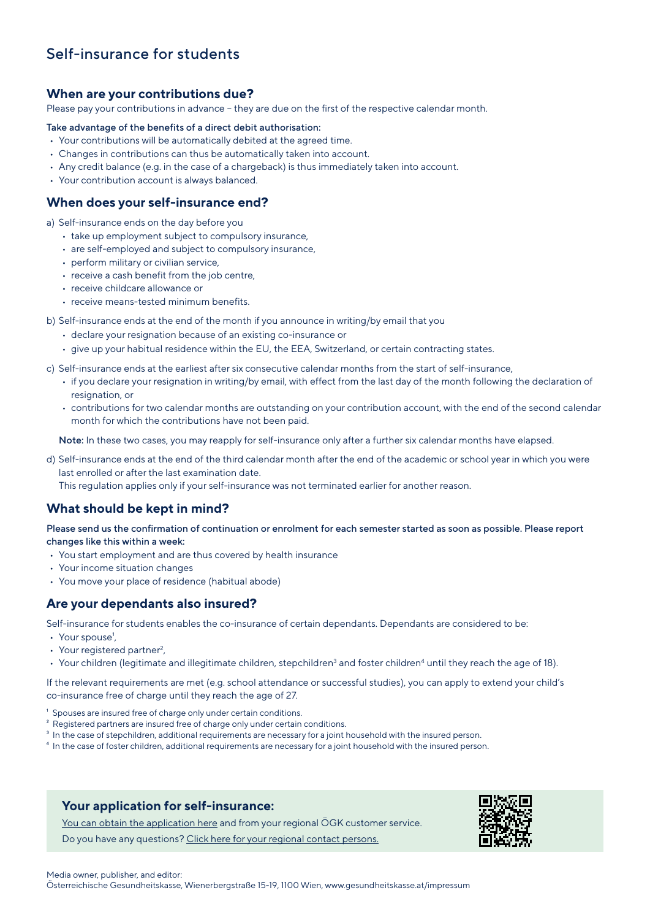# Self-insurance for students

## When are your contributions due?

Please pay your contributions in advance – they are due on the first of the respective calendar month.

Take advantage of the benefits of a direct debit authorisation:

- Your contributions will be automatically debited at the agreed time.
- Changes in contributions can thus be automatically taken into account.
- Any credit balance (e.g. in the case of a chargeback) is thus immediately taken into account.
- Your contribution account is always balanced.

## When does your self-insurance end?

a) Self-insurance ends on the day before you
   - take up employment subject to compulsory insurance,
   - are self-employed and subject to compulsory insurance,
   - perform military or civilian service,
   - receive a cash benefit from the job centre,
   - receive childcare allowance or
   - receive means-tested minimum benefits.

b) Self-insurance ends at the end of the month if you announce in writing/by email that you
   - declare your resignation because of an existing co-insurance or
   - give up your habitual residence within the EU, the EEA, Switzerland, or certain contracting states.

c) Self-insurance ends at the earliest after six consecutive calendar months from the start of self-insurance,
   - if you declare your resignation in writing/by email, with effect from the last day of the month following the declaration of resignation, or
   - contributions for two calendar months are outstanding on your contribution account, with the end of the second calendar month for which the contributions have not been paid.

   Note: In these two cases, you may reapply for self-insurance only after a further six calendar months have elapsed.

d) Self-insurance ends at the end of the third calendar month after the end of the academic or school year in which you were last enrolled or after the last examination date.
   This regulation applies only if your self-insurance was not terminated earlier for another reason.

## What should be kept in mind?

Please send us the confirmation of continuation or enrolment for each semester started as soon as possible. Please report changes like this within a week:

- You start employment and are thus covered by health insurance
- Your income situation changes
- You move your place of residence (habitual abode)

## Are your dependants also insured?

Self-insurance for students enables the co-insurance of certain dependants. Dependants are considered to be:

- Your spouse[1],
- Your registered partner[2],
- Your children (legitimate and illegitimate children, stepchildren[3] and foster children[4] until they reach the age of 18).

If the relevant requirements are met (e.g. school attendance or successful studies), you can apply to extend your child's co-insurance free of charge until they reach the age of 27.

[1] Spouses are insured free of charge only under certain conditions.
[2] Registered partners are insured free of charge only under certain conditions.
[3] In the case of stepchildren, additional requirements are necessary for a joint household with the insured person.
[4] In the case of foster children, additional requirements are necessary for a joint household with the insured person.

### Your application for self-insurance:

You can obtain the application here and from your regional ÖGK customer service.

Do you have any questions? Click here for your regional contact persons.

Media owner, publisher, and editor:
Österreichische Gesundheitskasse, Wienerbergstraße 15-19, 1100 Wien, www.gesundheitskasse.at/impressum